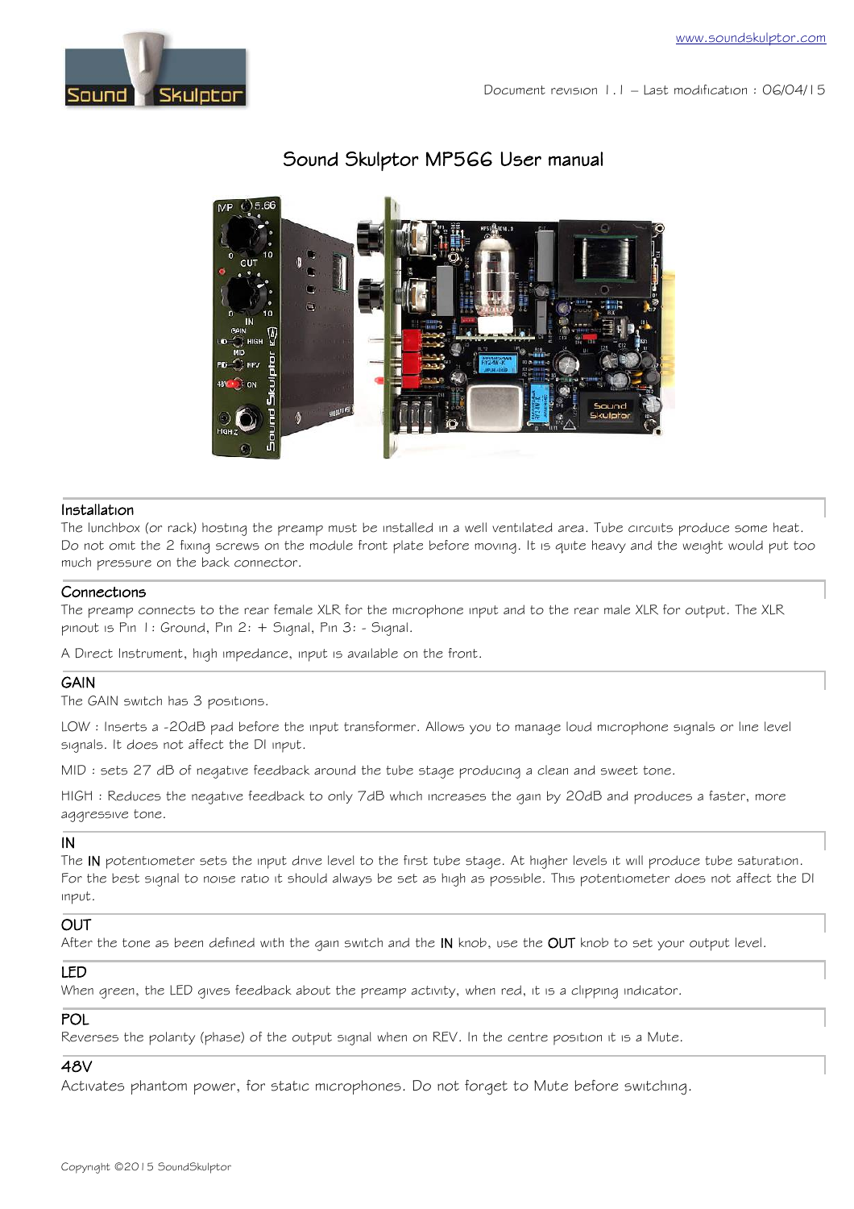www.soundskulptor.com

Document revision 1.1 – Last modification : 06/04/15

# Sound Skulptor MP566 User manual

## Installation

The lunchbox (or rack) hosting the preamp must be installed in a well ventilated area. Tube circuits produce some heat. Do not omit the 2 fixing screws on the module front plate before moving. It is quite heavy and the weight would put too much pressure on the back connector.

## Connections

The preamp connects to the rear female XLR for the microphone input and to the rear male XLR for output. The XLR pinout is Pin 1: Ground, Pin 2: + Signal, Pin 3: - Signal.

A Direct Instrument, high impedance, input is available on the front.

## GAIN

The GAIN switch has 3 positions.

LOW : Inserts a -20dB pad before the input transformer. Allows you to manage loud microphone signals or line level signals. It does not affect the DI input.

MID : sets 27 dB of negative feedback around the tube stage producing a clean and sweet tone.

HIGH : Reduces the negative feedback to only 7dB which increases the gain by 20dB and produces a faster, more aggressive tone.

## IN

The **IN** potentiometer sets the input drive level to the first tube stage. At higher levels it will produce tube saturation. For the best signal to noise ratio it should always be set as high as possible. This potentiometer does not affect the DI input.

## OUT

After the tone as been defined with the gain switch and the **IN** knob, use the **OUT** knob to set your output level.

## LED

When green, the LED gives feedback about the preamp activity, when red, it is a clipping indicator.

## POL

Reverses the polarity (phase) of the output signal when on REV. In the centre position it is a Mute.

## 48V

Activates phantom power, for static microphones. Do not forget to Mute before switching.

Copyright ©2015 SoundSkulptor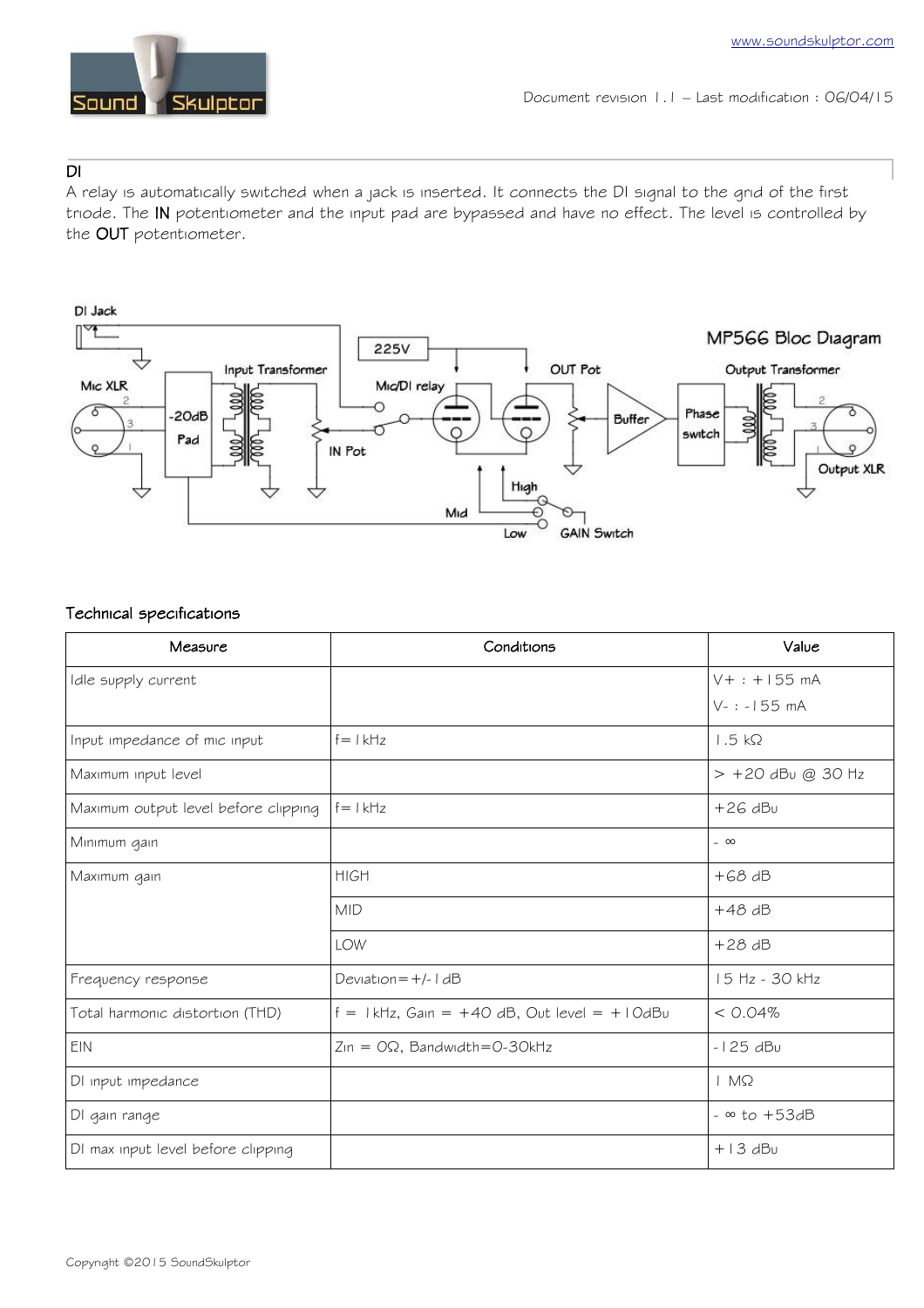## DI

A relay is automatically switched when a jack is inserted. It connects the DI signal to the grid of the first triode. The **IN** potentiometer and the input pad are bypassed and have no effect. The level is controlled by the **OUT** potentiometer.

MP566 Bloc Diagram

DI Jack

Mic XLR

-20dB Pad

Input Transformer

IN Pot

Mic/DI relay

225V

OUT Pot

Buffer

Phase switch

Output Transformer

Output XLR

High

Mid

Low

GAIN Switch

### Technical specifications

| Measure | Conditions | Value |
|---|---|---|
| Idle supply current | | V+ : +155 mA<br>V- : -155 mA |
| Input impedance of mic input | f=1kHz | 1.5 kΩ |
| Maximum input level | | > +20 dBu @ 30 Hz |
| Maximum output level before clipping | f=1kHz | +26 dBu |
| Minimum gain | | - ∞ |
| Maximum gain | HIGH | +68 dB |
| | MID | +48 dB |
| | LOW | +28 dB |
| Frequency response | Deviation=+/-1dB | 15 Hz - 30 kHz |
| Total harmonic distortion (THD) | f = 1kHz, Gain = +40 dB, Out level = +10dBu | < 0.04% |
| EIN | Zin = 0Ω, Bandwidth=0-30kHz | -125 dBu |
| DI input impedance | | 1 MΩ |
| DI gain range | | - ∞ to +53dB |
| DI max input level before clipping | | +13 dBu |